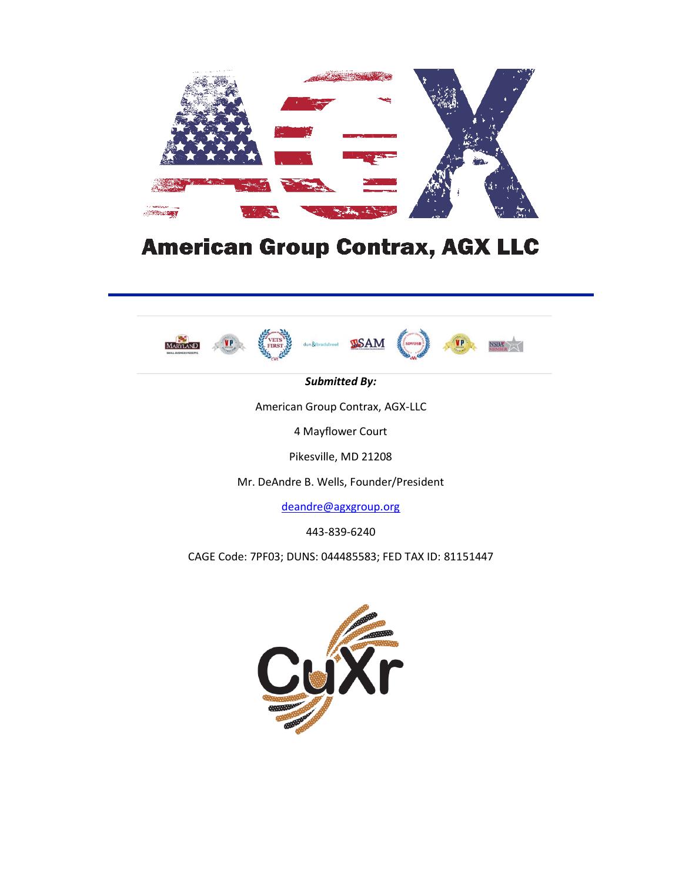# American Group Contrax, AGX LLC

***Submitted By:***

American Group Contrax, AGX-LLC

4 Mayflower Court

Pikesville, MD 21208

Mr. DeAndre B. Wells, Founder/President

deandre@agxgroup.org

443-839-6240

CAGE Code: 7PF03; DUNS: 044485583; FED TAX ID: 81151447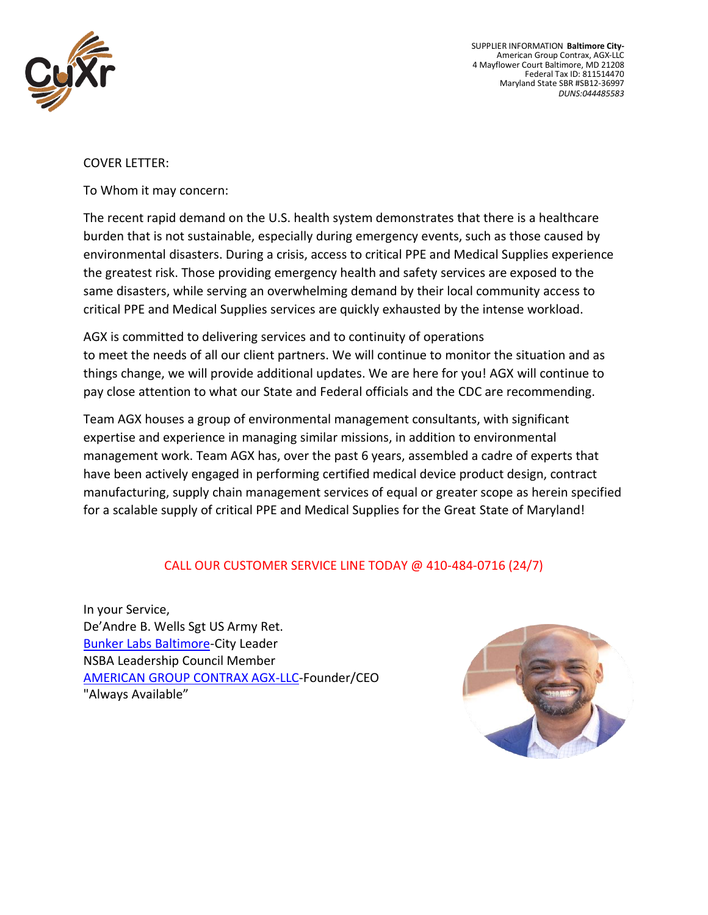SUPPLIER INFORMATION **Baltimore City-**
American Group Contrax, AGX-LLC
4 Mayflower Court Baltimore, MD 21208
Federal Tax ID: 811514470
Maryland State SBR #SB12-36997
*DUNS:044485583*

COVER LETTER:

To Whom it may concern:

The recent rapid demand on the U.S. health system demonstrates that there is a healthcare burden that is not sustainable, especially during emergency events, such as those caused by environmental disasters. During a crisis, access to critical PPE and Medical Supplies experience the greatest risk. Those providing emergency health and safety services are exposed to the same disasters, while serving an overwhelming demand by their local community access to critical PPE and Medical Supplies services are quickly exhausted by the intense workload.

AGX is committed to delivering services and to continuity of operations to meet the needs of all our client partners. We will continue to monitor the situation and as things change, we will provide additional updates. We are here for you! AGX will continue to pay close attention to what our State and Federal officials and the CDC are recommending.

Team AGX houses a group of environmental management consultants, with significant expertise and experience in managing similar missions, in addition to environmental management work. Team AGX has, over the past 6 years, assembled a cadre of experts that have been actively engaged in performing certified medical device product design, contract manufacturing, supply chain management services of equal or greater scope as herein specified for a scalable supply of critical PPE and Medical Supplies for the Great State of Maryland!

CALL OUR CUSTOMER SERVICE LINE TODAY @ 410-484-0716 (24/7)

In your Service,
De'Andre B. Wells Sgt US Army Ret.
Bunker Labs Baltimore-City Leader
NSBA Leadership Council Member
AMERICAN GROUP CONTRAX AGX-LLC-Founder/CEO
"Always Available"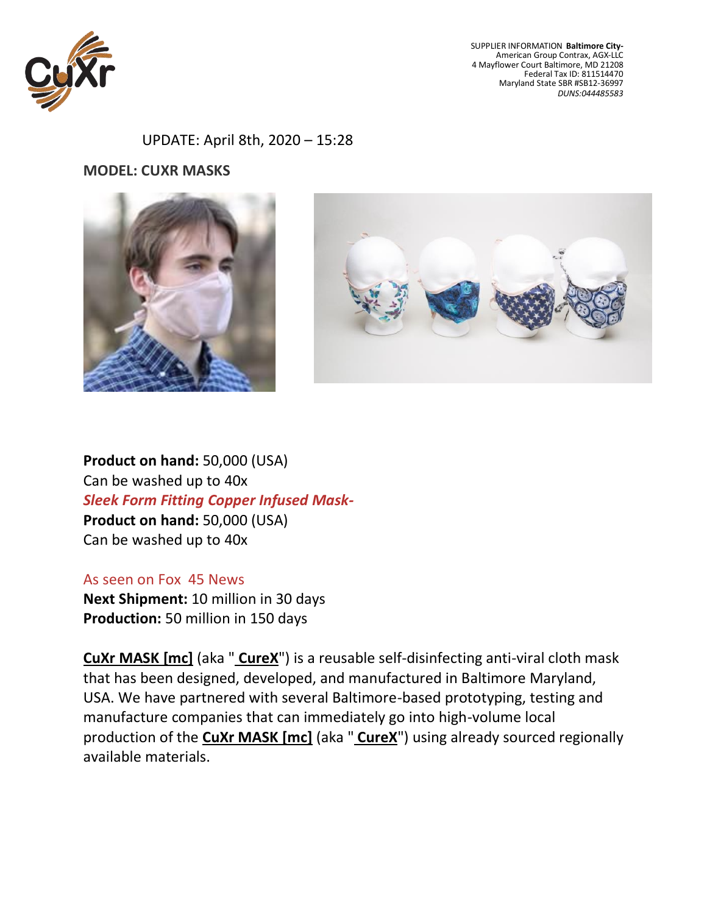SUPPLIER INFORMATION **Baltimore City-**
American Group Contrax, AGX-LLC
4 Mayflower Court Baltimore, MD 21208
Federal Tax ID: 811514470
Maryland State SBR #SB12-36997
*DUNS:044485583*

UPDATE: April 8th, 2020 – 15:28

**MODEL: CUXR MASKS**

**Product on hand:** 50,000 (USA)
Can be washed up to 40x
***Sleek Form Fitting Copper Infused Mask-***
**Product on hand:** 50,000 (USA)
Can be washed up to 40x

As seen on Fox 45 News
**Next Shipment:** 10 million in 30 days
**Production:** 50 million in 150 days

**CuXr MASK [mc]** (aka " **CureX**") is a reusable self-disinfecting anti-viral cloth mask that has been designed, developed, and manufactured in Baltimore Maryland, USA. We have partnered with several Baltimore-based prototyping, testing and manufacture companies that can immediately go into high-volume local production of the **CuXr MASK [mc]** (aka " **CureX**") using already sourced regionally available materials.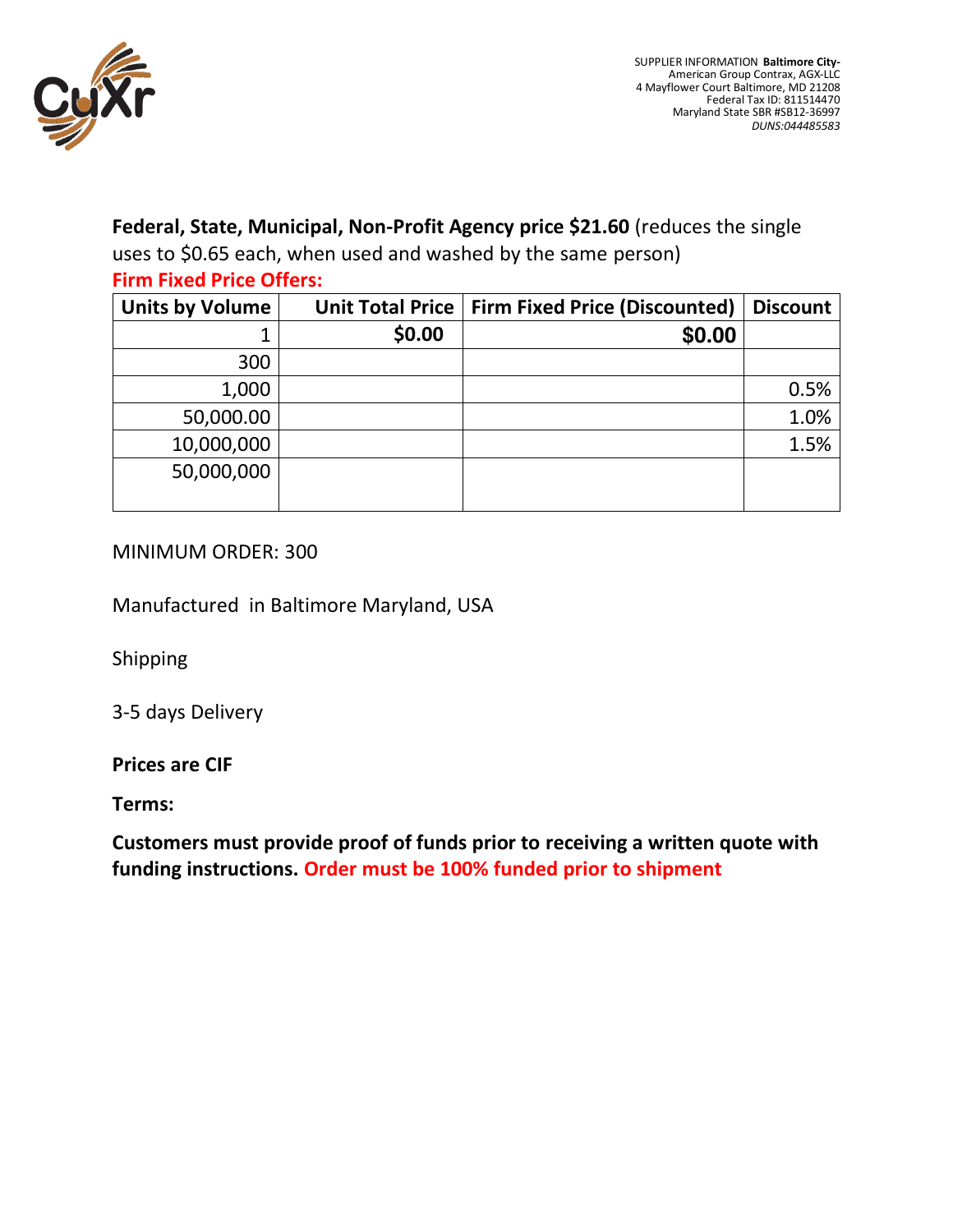SUPPLIER INFORMATION **Baltimore City-**
American Group Contrax, AGX-LLC
4 Mayflower Court Baltimore, MD 21208
Federal Tax ID: 811514470
Maryland State SBR #SB12-36997
*DUNS:044485583*

**Federal, State, Municipal, Non-Profit Agency price $21.60** (reduces the single uses to $0.65 each, when used and washed by the same person)

**Firm Fixed Price Offers:**

| Units by Volume | Unit Total Price | Firm Fixed Price (Discounted) | Discount |
|---:|---:|---:|---:|
| 1 | **$0.00** | **$0.00** | |
| 300 | | | |
| 1,000 | | | 0.5% |
| 50,000.00 | | | 1.0% |
| 10,000,000 | | | 1.5% |
| 50,000,000 | | | |

MINIMUM ORDER: 300

Manufactured in Baltimore Maryland, USA

Shipping

3-5 days Delivery

**Prices are CIF**

**Terms:**

**Customers must provide proof of funds prior to receiving a written quote with funding instructions. Order must be 100% funded prior to shipment**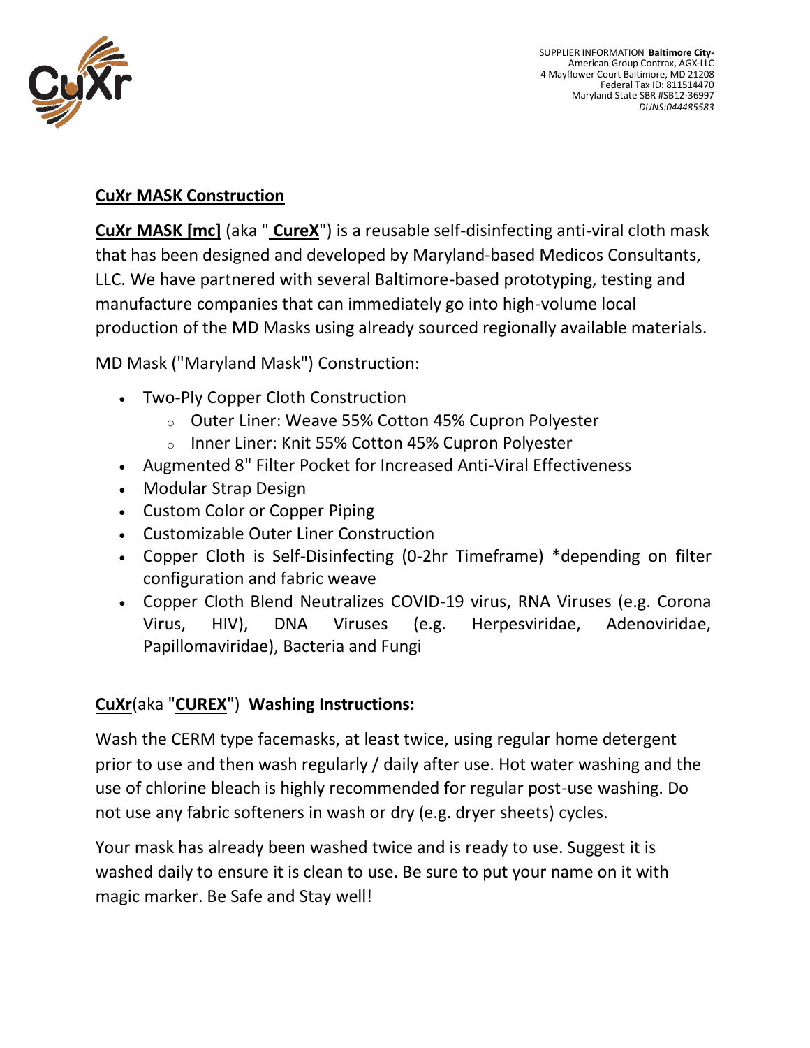SUPPLIER INFORMATION **Baltimore City-**
American Group Contrax, AGX-LLC
4 Mayflower Court Baltimore, MD 21208
Federal Tax ID: 811514470
Maryland State SBR #SB12-36997
*DUNS:044485583*

## CuXr MASK Construction

**CuXr MASK [mc]** (aka " **CureX**") is a reusable self-disinfecting anti-viral cloth mask that has been designed and developed by Maryland-based Medicos Consultants, LLC. We have partnered with several Baltimore-based prototyping, testing and manufacture companies that can immediately go into high-volume local production of the MD Masks using already sourced regionally available materials.

MD Mask ("Maryland Mask") Construction:

- Two-Ply Copper Cloth Construction
  - Outer Liner: Weave 55% Cotton 45% Cupron Polyester
  - Inner Liner: Knit 55% Cotton 45% Cupron Polyester
- Augmented 8" Filter Pocket for Increased Anti-Viral Effectiveness
- Modular Strap Design
- Custom Color or Copper Piping
- Customizable Outer Liner Construction
- Copper Cloth is Self-Disinfecting (0-2hr Timeframe) *depending on filter configuration and fabric weave
- Copper Cloth Blend Neutralizes COVID-19 virus, RNA Viruses (e.g. Corona Virus, HIV), DNA Viruses (e.g. Herpesviridae, Adenoviridae, Papillomaviridae), Bacteria and Fungi

## CuXr(aka "CUREX") Washing Instructions:

Wash the CERM type facemasks, at least twice, using regular home detergent prior to use and then wash regularly / daily after use. Hot water washing and the use of chlorine bleach is highly recommended for regular post-use washing. Do not use any fabric softeners in wash or dry (e.g. dryer sheets) cycles.

Your mask has already been washed twice and is ready to use. Suggest it is washed daily to ensure it is clean to use. Be sure to put your name on it with magic marker. Be Safe and Stay well!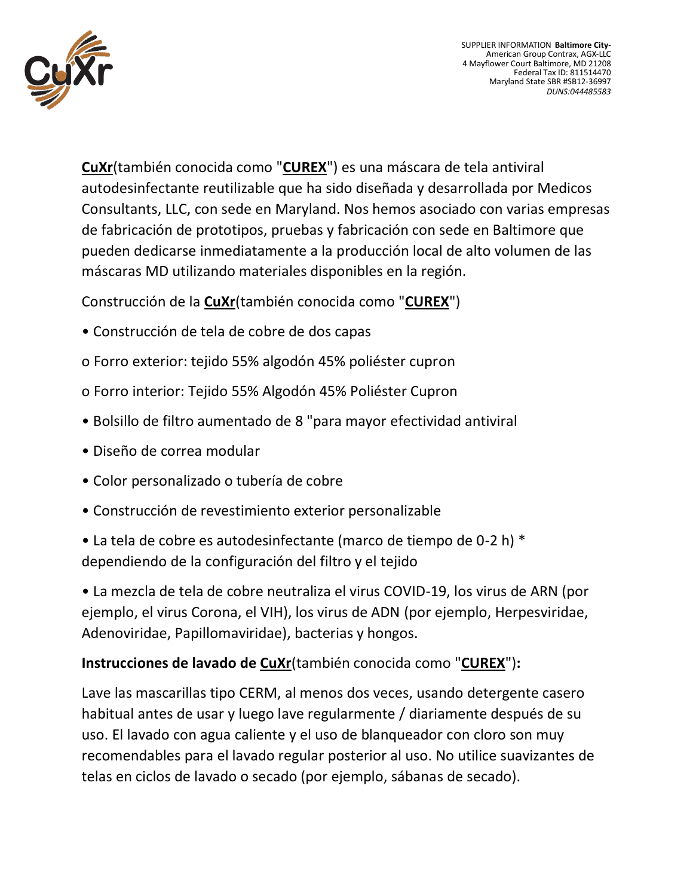SUPPLIER INFORMATION **Baltimore City-**
American Group Contrax, AGX-LLC
4 Mayflower Court Baltimore, MD 21208
Federal Tax ID: 811514470
Maryland State SBR #SB12-36997
*DUNS:044485583*

**CuXr**(también conocida como "**CUREX**") es una máscara de tela antiviral autodesinfectante reutilizable que ha sido diseñada y desarrollada por Medicos Consultants, LLC, con sede en Maryland. Nos hemos asociado con varias empresas de fabricación de prototipos, pruebas y fabricación con sede en Baltimore que pueden dedicarse inmediatamente a la producción local de alto volumen de las máscaras MD utilizando materiales disponibles en la región.

Construcción de la **CuXr**(también conocida como "**CUREX**")

- Construcción de tela de cobre de dos capas
  - o Forro exterior: tejido 55% algodón 45% poliéster cupron
  - o Forro interior: Tejido 55% Algodón 45% Poliéster Cupron
- Bolsillo de filtro aumentado de 8 "para mayor efectividad antiviral
- Diseño de correa modular
- Color personalizado o tubería de cobre
- Construcción de revestimiento exterior personalizable
- La tela de cobre es autodesinfectante (marco de tiempo de 0-2 h) * dependiendo de la configuración del filtro y el tejido
- La mezcla de tela de cobre neutraliza el virus COVID-19, los virus de ARN (por ejemplo, el virus Corona, el VIH), los virus de ADN (por ejemplo, Herpesviridae, Adenoviridae, Papillomaviridae), bacterias y hongos.

**Instrucciones de lavado de CuXr**(también conocida como "**CUREX**")**:**

Lave las mascarillas tipo CERM, al menos dos veces, usando detergente casero habitual antes de usar y luego lave regularmente / diariamente después de su uso. El lavado con agua caliente y el uso de blanqueador con cloro son muy recomendables para el lavado regular posterior al uso. No utilice suavizantes de telas en ciclos de lavado o secado (por ejemplo, sábanas de secado).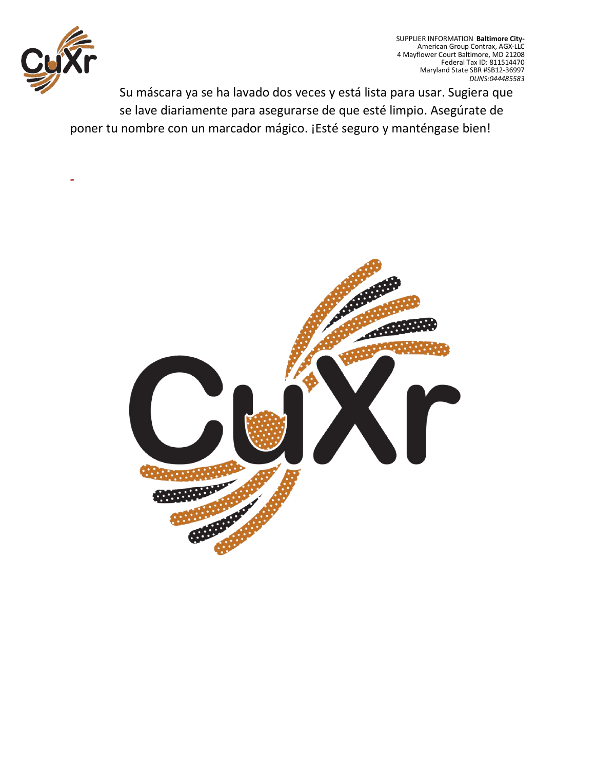SUPPLIER INFORMATION **Baltimore City-**
American Group Contrax, AGX-LLC
4 Mayflower Court Baltimore, MD 21208
Federal Tax ID: 811514470
Maryland State SBR #SB12-36997
*DUNS:044485583*

Su máscara ya se ha lavado dos veces y está lista para usar. Sugiera que se lave diariamente para asegurarse de que esté limpio. Asegúrate de poner tu nombre con un marcador mágico. ¡Esté seguro y manténgase bien!

-

CuXr